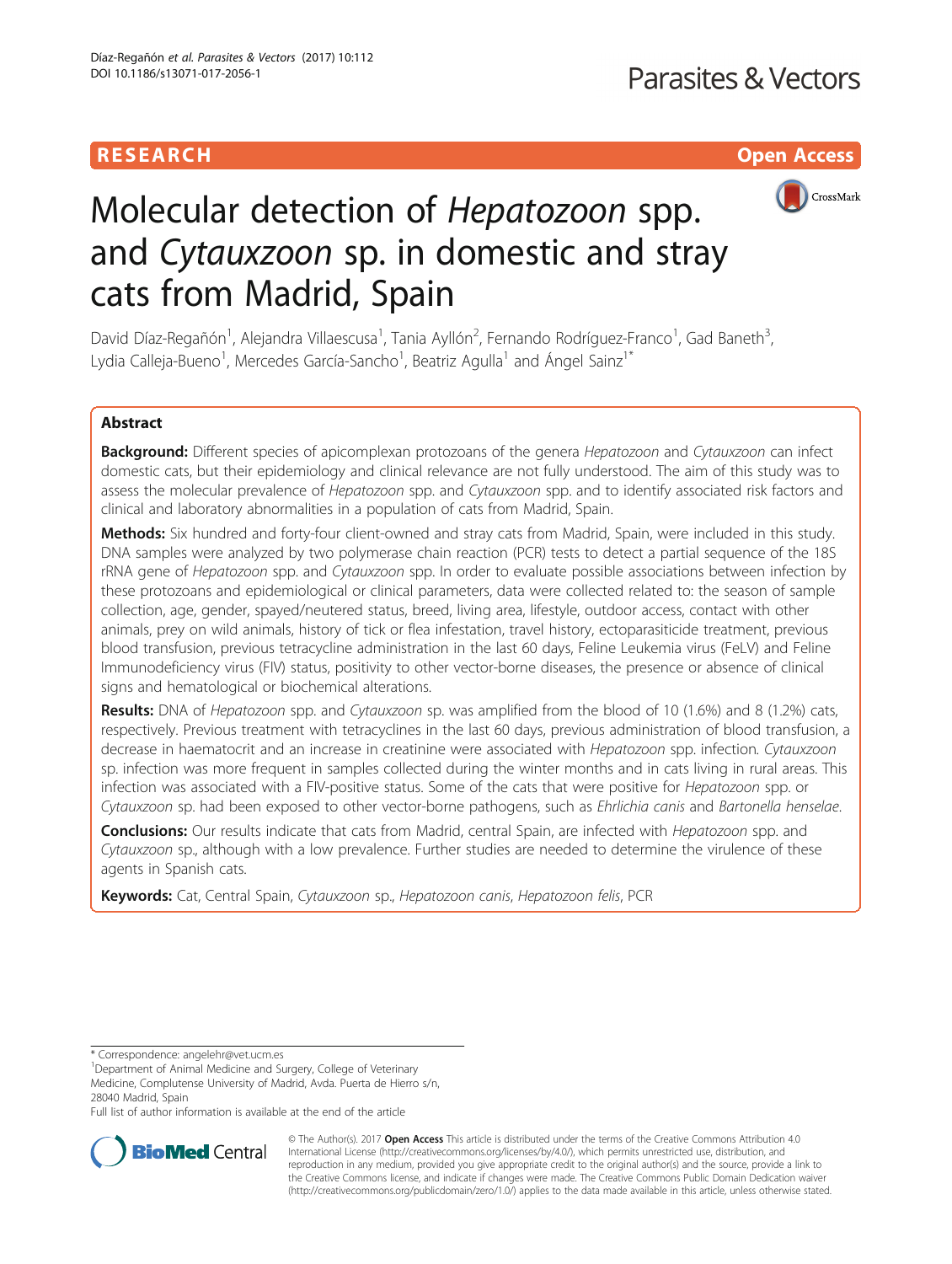RESEARCH

Open Access

# Molecular detection of *Hepatozoon* spp. and *Cytauxzoon* sp. in domestic and stray cats from Madrid, Spain

David Díaz-Regañón[1], Alejandra Villaescusa[1], Tania Ayllón[2], Fernando Rodríguez-Franco[1], Gad Baneth[3], Lydia Calleja-Bueno[1], Mercedes García-Sancho[1], Beatriz Agulla[1] and Ángel Sainz[1*]

## Abstract

**Background:** Different species of apicomplexan protozoans of the genera *Hepatozoon* and *Cytauxzoon* can infect domestic cats, but their epidemiology and clinical relevance are not fully understood. The aim of this study was to assess the molecular prevalence of *Hepatozoon* spp. and *Cytauxzoon* spp. and to identify associated risk factors and clinical and laboratory abnormalities in a population of cats from Madrid, Spain.

**Methods:** Six hundred and forty-four client-owned and stray cats from Madrid, Spain, were included in this study. DNA samples were analyzed by two polymerase chain reaction (PCR) tests to detect a partial sequence of the 18S rRNA gene of *Hepatozoon* spp. and *Cytauxzoon* spp. In order to evaluate possible associations between infection by these protozoans and epidemiological or clinical parameters, data were collected related to: the season of sample collection, age, gender, spayed/neutered status, breed, living area, lifestyle, outdoor access, contact with other animals, prey on wild animals, history of tick or flea infestation, travel history, ectoparasiticide treatment, previous blood transfusion, previous tetracycline administration in the last 60 days, Feline Leukemia virus (FeLV) and Feline Immunodeficiency virus (FIV) status, positivity to other vector-borne diseases, the presence or absence of clinical signs and hematological or biochemical alterations.

**Results:** DNA of *Hepatozoon* spp. and *Cytauxzoon* sp. was amplified from the blood of 10 (1.6%) and 8 (1.2%) cats, respectively. Previous treatment with tetracyclines in the last 60 days, previous administration of blood transfusion, a decrease in haematocrit and an increase in creatinine were associated with *Hepatozoon* spp. infection. *Cytauxzoon* sp. infection was more frequent in samples collected during the winter months and in cats living in rural areas. This infection was associated with a FIV-positive status. Some of the cats that were positive for *Hepatozoon* spp. or *Cytauxzoon* sp. had been exposed to other vector-borne pathogens, such as *Ehrlichia canis* and *Bartonella henselae*.

**Conclusions:** Our results indicate that cats from Madrid, central Spain, are infected with *Hepatozoon* spp. and *Cytauxzoon* sp., although with a low prevalence. Further studies are needed to determine the virulence of these agents in Spanish cats.

**Keywords:** Cat, Central Spain, *Cytauxzoon* sp., *Hepatozoon canis*, *Hepatozoon felis*, PCR

* Correspondence: angelehr@vet.ucm.es
[1]Department of Animal Medicine and Surgery, College of Veterinary Medicine, Complutense University of Madrid, Avda. Puerta de Hierro s/n, 28040 Madrid, Spain
Full list of author information is available at the end of the article

© The Author(s). 2017 **Open Access** This article is distributed under the terms of the Creative Commons Attribution 4.0 International License (http://creativecommons.org/licenses/by/4.0/), which permits unrestricted use, distribution, and reproduction in any medium, provided you give appropriate credit to the original author(s) and the source, provide a link to the Creative Commons license, and indicate if changes were made. The Creative Commons Public Domain Dedication waiver (http://creativecommons.org/publicdomain/zero/1.0/) applies to the data made available in this article, unless otherwise stated.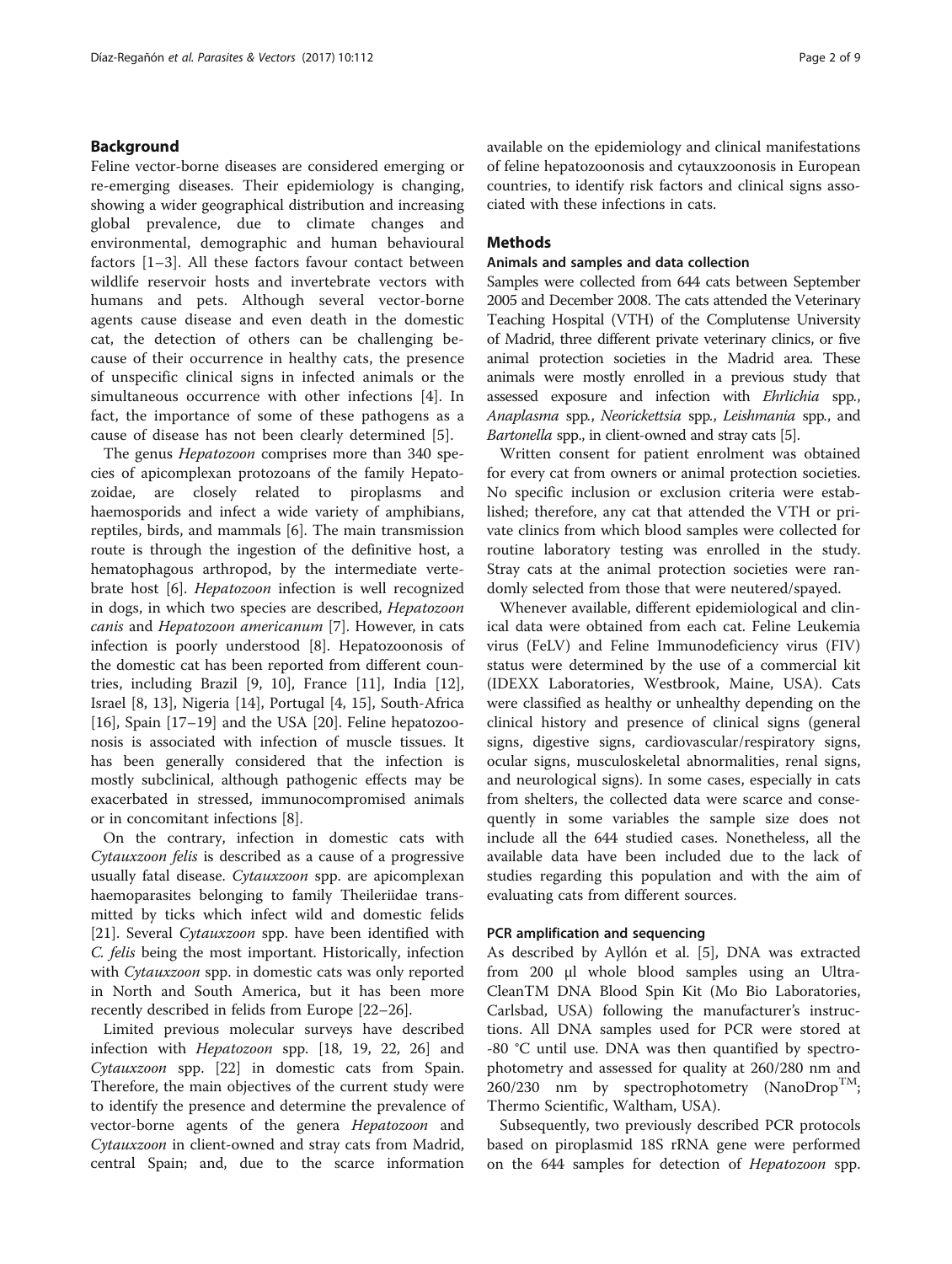## Background

Feline vector-borne diseases are considered emerging or re-emerging diseases. Their epidemiology is changing, showing a wider geographical distribution and increasing global prevalence, due to climate changes and environmental, demographic and human behavioural factors [1–3]. All these factors favour contact between wildlife reservoir hosts and invertebrate vectors with humans and pets. Although several vector-borne agents cause disease and even death in the domestic cat, the detection of others can be challenging because of their occurrence in healthy cats, the presence of unspecific clinical signs in infected animals or the simultaneous occurrence with other infections [4]. In fact, the importance of some of these pathogens as a cause of disease has not been clearly determined [5].

The genus *Hepatozoon* comprises more than 340 species of apicomplexan protozoans of the family Hepatozoidae, are closely related to piroplasms and haemosporids and infect a wide variety of amphibians, reptiles, birds, and mammals [6]. The main transmission route is through the ingestion of the definitive host, a hematophagous arthropod, by the intermediate vertebrate host [6]. *Hepatozoon* infection is well recognized in dogs, in which two species are described, *Hepatozoon canis* and *Hepatozoon americanum* [7]. However, in cats infection is poorly understood [8]. Hepatozoonosis of the domestic cat has been reported from different countries, including Brazil [9, 10], France [11], India [12], Israel [8, 13], Nigeria [14], Portugal [4, 15], South-Africa [16], Spain [17–19] and the USA [20]. Feline hepatozoonosis is associated with infection of muscle tissues. It has been generally considered that the infection is mostly subclinical, although pathogenic effects may be exacerbated in stressed, immunocompromised animals or in concomitant infections [8].

On the contrary, infection in domestic cats with *Cytauxzoon felis* is described as a cause of a progressive usually fatal disease. *Cytauxzoon* spp. are apicomplexan haemoparasites belonging to family Theileriidae transmitted by ticks which infect wild and domestic felids [21]. Several *Cytauxzoon* spp. have been identified with *C. felis* being the most important. Historically, infection with *Cytauxzoon* spp. in domestic cats was only reported in North and South America, but it has been more recently described in felids from Europe [22–26].

Limited previous molecular surveys have described infection with *Hepatozoon* spp. [18, 19, 22, 26] and *Cytauxzoon* spp. [22] in domestic cats from Spain. Therefore, the main objectives of the current study were to identify the presence and determine the prevalence of vector-borne agents of the genera *Hepatozoon* and *Cytauxzoon* in client-owned and stray cats from Madrid, central Spain; and, due to the scarce information available on the epidemiology and clinical manifestations of feline hepatozoonosis and cytauxzoonosis in European countries, to identify risk factors and clinical signs associated with these infections in cats.

## Methods

### Animals and samples and data collection

Samples were collected from 644 cats between September 2005 and December 2008. The cats attended the Veterinary Teaching Hospital (VTH) of the Complutense University of Madrid, three different private veterinary clinics, or five animal protection societies in the Madrid area. These animals were mostly enrolled in a previous study that assessed exposure and infection with *Ehrlichia* spp., *Anaplasma* spp., *Neorickettsia* spp., *Leishmania* spp., and *Bartonella* spp., in client-owned and stray cats [5].

Written consent for patient enrolment was obtained for every cat from owners or animal protection societies. No specific inclusion or exclusion criteria were established; therefore, any cat that attended the VTH or private clinics from which blood samples were collected for routine laboratory testing was enrolled in the study. Stray cats at the animal protection societies were randomly selected from those that were neutered/spayed.

Whenever available, different epidemiological and clinical data were obtained from each cat. Feline Leukemia virus (FeLV) and Feline Immunodeficiency virus (FIV) status were determined by the use of a commercial kit (IDEXX Laboratories, Westbrook, Maine, USA). Cats were classified as healthy or unhealthy depending on the clinical history and presence of clinical signs (general signs, digestive signs, cardiovascular/respiratory signs, ocular signs, musculoskeletal abnormalities, renal signs, and neurological signs). In some cases, especially in cats from shelters, the collected data were scarce and consequently in some variables the sample size does not include all the 644 studied cases. Nonetheless, all the available data have been included due to the lack of studies regarding this population and with the aim of evaluating cats from different sources.

### PCR amplification and sequencing

As described by Ayllón et al. [5], DNA was extracted from 200 μl whole blood samples using an UltraCleanTM DNA Blood Spin Kit (Mo Bio Laboratories, Carlsbad, USA) following the manufacturer's instructions. All DNA samples used for PCR were stored at -80 °C until use. DNA was then quantified by spectrophotometry and assessed for quality at 260/280 nm and 260/230 nm by spectrophotometry (NanoDrop$^{TM}$; Thermo Scientific, Waltham, USA).

Subsequently, two previously described PCR protocols based on piroplasmid 18S rRNA gene were performed on the 644 samples for detection of *Hepatozoon* spp.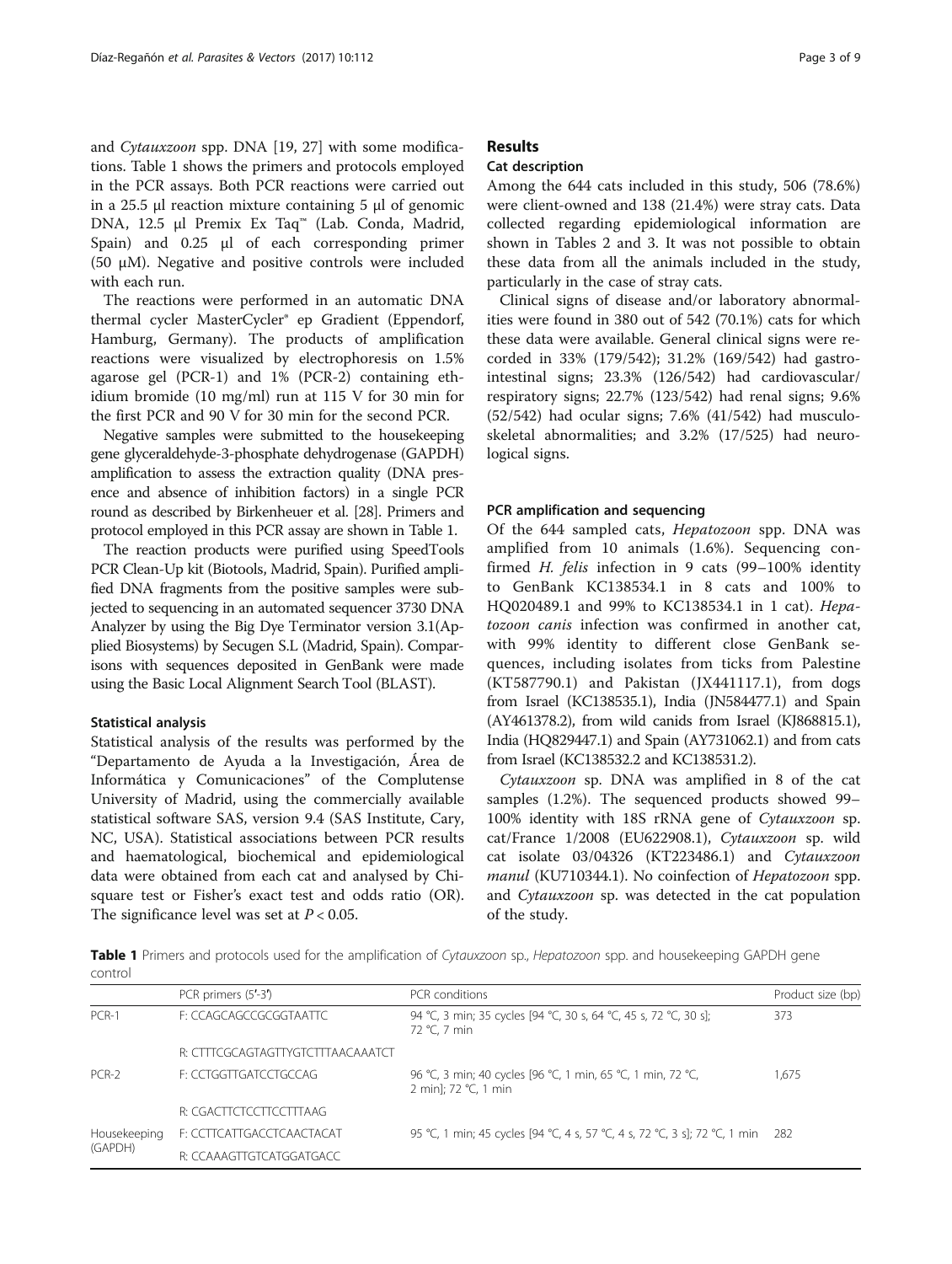and *Cytauxzoon* spp. DNA [19, 27] with some modifications. Table 1 shows the primers and protocols employed in the PCR assays. Both PCR reactions were carried out in a 25.5 μl reaction mixture containing 5 μl of genomic DNA, 12.5 μl Premix Ex Taq™ (Lab. Conda, Madrid, Spain) and 0.25 μl of each corresponding primer (50 μM). Negative and positive controls were included with each run.

The reactions were performed in an automatic DNA thermal cycler MasterCycler® ep Gradient (Eppendorf, Hamburg, Germany). The products of amplification reactions were visualized by electrophoresis on 1.5% agarose gel (PCR-1) and 1% (PCR-2) containing ethidium bromide (10 mg/ml) run at 115 V for 30 min for the first PCR and 90 V for 30 min for the second PCR.

Negative samples were submitted to the housekeeping gene glyceraldehyde-3-phosphate dehydrogenase (GAPDH) amplification to assess the extraction quality (DNA presence and absence of inhibition factors) in a single PCR round as described by Birkenheuer et al. [28]. Primers and protocol employed in this PCR assay are shown in Table 1.

The reaction products were purified using SpeedTools PCR Clean-Up kit (Biotools, Madrid, Spain). Purified amplified DNA fragments from the positive samples were subjected to sequencing in an automated sequencer 3730 DNA Analyzer by using the Big Dye Terminator version 3.1(Applied Biosystems) by Secugen S.L (Madrid, Spain). Comparisons with sequences deposited in GenBank were made using the Basic Local Alignment Search Tool (BLAST).

### Statistical analysis

Statistical analysis of the results was performed by the "Departamento de Ayuda a la Investigación, Área de Informática y Comunicaciones" of the Complutense University of Madrid, using the commercially available statistical software SAS, version 9.4 (SAS Institute, Cary, NC, USA). Statistical associations between PCR results and haematological, biochemical and epidemiological data were obtained from each cat and analysed by Chi-square test or Fisher's exact test and odds ratio (OR). The significance level was set at $P < 0.05$.

## Results

### Cat description

Among the 644 cats included in this study, 506 (78.6%) were client-owned and 138 (21.4%) were stray cats. Data collected regarding epidemiological information are shown in Tables 2 and 3. It was not possible to obtain these data from all the animals included in the study, particularly in the case of stray cats.

Clinical signs of disease and/or laboratory abnormalities were found in 380 out of 542 (70.1%) cats for which these data were available. General clinical signs were recorded in 33% (179/542); 31.2% (169/542) had gastrointestinal signs; 23.3% (126/542) had cardiovascular/respiratory signs; 22.7% (123/542) had renal signs; 9.6% (52/542) had ocular signs; 7.6% (41/542) had musculoskeletal abnormalities; and 3.2% (17/525) had neurological signs.

### PCR amplification and sequencing

Of the 644 sampled cats, *Hepatozoon* spp. DNA was amplified from 10 animals (1.6%). Sequencing confirmed *H. felis* infection in 9 cats (99–100% identity to GenBank KC138534.1 in 8 cats and 100% to HQ020489.1 and 99% to KC138534.1 in 1 cat). *Hepatozoon canis* infection was confirmed in another cat, with 99% identity to different close GenBank sequences, including isolates from ticks from Palestine (KT587790.1) and Pakistan (JX441117.1), from dogs from Israel (KC138535.1), India (JN584477.1) and Spain (AY461378.2), from wild canids from Israel (KJ868815.1), India (HQ829447.1) and Spain (AY731062.1) and from cats from Israel (KC138532.2 and KC138531.2).

*Cytauxzoon* sp. DNA was amplified in 8 of the cat samples (1.2%). The sequenced products showed 99–100% identity with 18S rRNA gene of *Cytauxzoon* sp. cat/France 1/2008 (EU622908.1), *Cytauxzoon* sp. wild cat isolate 03/04326 (KT223486.1) and *Cytauxzoon manul* (KU710344.1). No coinfection of *Hepatozoon* spp. and *Cytauxzoon* sp. was detected in the cat population of the study.

**Table 1** Primers and protocols used for the amplification of *Cytauxzoon* sp., *Hepatozoon* spp. and housekeeping GAPDH gene control

| | PCR primers (5′-3′) | PCR conditions | Product size (bp) |
|---|---|---|---|
| PCR-1 | F: CCAGCAGCCGCGGTAATTC | 94 °C, 3 min; 35 cycles [94 °C, 30 s, 64 °C, 45 s, 72 °C, 30 s]; 72 °C, 7 min | 373 |
| | R: CTTTCGCAGTAGTTYGTCTTTAACAAATCT | | |
| PCR-2 | F: CCTGGTTGATCCTGCCAG | 96 °C, 3 min; 40 cycles [96 °C, 1 min, 65 °C, 1 min, 72 °C, 2 min]; 72 °C, 1 min | 1,675 |
| | R: CGACTTCTCCTTCCTTTAAG | | |
| Housekeeping (GAPDH) | F: CCTTCATTGACCTCAACTACAT | 95 °C, 1 min; 45 cycles [94 °C, 4 s, 57 °C, 4 s, 72 °C, 3 s]; 72 °C, 1 min | 282 |
| | R: CCAAAGTTGTCATGGATGACC | | |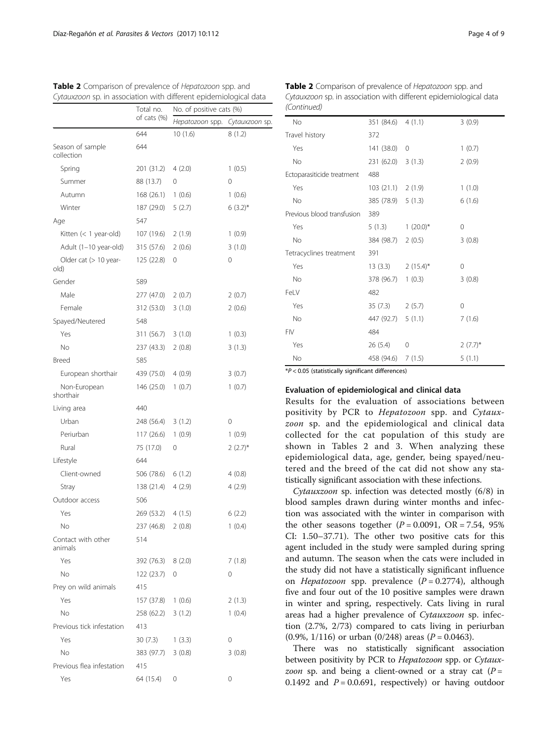**Table 2** Comparison of prevalence of *Hepatozoon* spp. and *Cytauxzoon* sp. in association with different epidemiological data

| | Total no. of cats (%) | No. of positive cats (%) | |
|---|---|---|---|
| | | *Hepatozoon* spp. | *Cytauxzoon* sp. |
| | 644 | 10 (1.6) | 8 (1.2) |
| Season of sample collection | 644 | | |
| Spring | 201 (31.2) | 4 (2.0) | 1 (0.5) |
| Summer | 88 (13.7) | 0 | 0 |
| Autumn | 168 (26.1) | 1 (0.6) | 1 (0.6) |
| Winter | 187 (29.0) | 5 (2.7) | 6 (3.2)* |
| Age | 547 | | |
| Kitten (< 1 year-old) | 107 (19.6) | 2 (1.9) | 1 (0.9) |
| Adult (1–10 year-old) | 315 (57.6) | 2 (0.6) | 3 (1.0) |
| Older cat (> 10 year-old) | 125 (22.8) | 0 | 0 |
| Gender | 589 | | |
| Male | 277 (47.0) | 2 (0.7) | 2 (0.7) |
| Female | 312 (53.0) | 3 (1.0) | 2 (0.6) |
| Spayed/Neutered | 548 | | |
| Yes | 311 (56.7) | 3 (1.0) | 1 (0.3) |
| No | 237 (43.3) | 2 (0.8) | 3 (1.3) |
| Breed | 585 | | |
| European shorthair | 439 (75.0) | 4 (0.9) | 3 (0.7) |
| Non-European shorthair | 146 (25.0) | 1 (0.7) | 1 (0.7) |
| Living area | 440 | | |
| Urban | 248 (56.4) | 3 (1.2) | 0 |
| Periurban | 117 (26.6) | 1 (0.9) | 1 (0.9) |
| Rural | 75 (17.0) | 0 | 2 (2.7)* |
| Lifestyle | 644 | | |
| Client-owned | 506 (78.6) | 6 (1.2) | 4 (0.8) |
| Stray | 138 (21.4) | 4 (2.9) | 4 (2.9) |
| Outdoor access | 506 | | |
| Yes | 269 (53.2) | 4 (1.5) | 6 (2.2) |
| No | 237 (46.8) | 2 (0.8) | 1 (0.4) |
| Contact with other animals | 514 | | |
| Yes | 392 (76.3) | 8 (2.0) | 7 (1.8) |
| No | 122 (23.7) | 0 | 0 |
| Prey on wild animals | 415 | | |
| Yes | 157 (37.8) | 1 (0.6) | 2 (1.3) |
| No | 258 (62.2) | 3 (1.2) | 1 (0.4) |
| Previous tick infestation | 413 | | |
| Yes | 30 (7.3) | 1 (3.3) | 0 |
| No | 383 (97.7) | 3 (0.8) | 3 (0.8) |
| Previous flea infestation | 415 | | |
| Yes | 64 (15.4) | 0 | 0 |
| No | 351 (84.6) | 4 (1.1) | 3 (0.9) |
| Travel history | 372 | | |
| Yes | 141 (38.0) | 0 | 1 (0.7) |
| No | 231 (62.0) | 3 (1.3) | 2 (0.9) |
| Ectoparasiticide treatment | 488 | | |
| Yes | 103 (21.1) | 2 (1.9) | 1 (1.0) |
| No | 385 (78.9) | 5 (1.3) | 6 (1.6) |
| Previous blood transfusion | 389 | | |
| Yes | 5 (1.3) | 1 (20.0)* | 0 |
| No | 384 (98.7) | 2 (0.5) | 3 (0.8) |
| Tetracyclines treatment | 391 | | |
| Yes | 13 (3.3) | 2 (15.4)* | 0 |
| No | 378 (96.7) | 1 (0.3) | 3 (0.8) |
| FeLV | 482 | | |
| Yes | 35 (7.3) | 2 (5.7) | 0 |
| No | 447 (92.7) | 5 (1.1) | 7 (1.6) |
| FIV | 484 | | |
| Yes | 26 (5.4) | 0 | 2 (7.7)* |
| No | 458 (94.6) | 7 (1.5) | 5 (1.1) |

*$P < 0.05$ (statistically significant differences)

### Evaluation of epidemiological and clinical data

Results for the evaluation of associations between positivity by PCR to *Hepatozoon* spp. and *Cytauxzoon* sp. and the epidemiological and clinical data collected for the cat population of this study are shown in Tables 2 and 3. When analyzing these epidemiological data, age, gender, being spayed/neutered and the breed of the cat did not show any statistically significant association with these infections.

*Cytauxzoon* sp. infection was detected mostly (6/8) in blood samples drawn during winter months and infection was associated with the winter in comparison with the other seasons together ($P = 0.0091$, OR = 7.54, 95% CI: 1.50–37.71). The other two positive cats for this agent included in the study were sampled during spring and autumn. The season when the cats were included in the study did not have a statistically significant influence on *Hepatozoon* spp. prevalence ($P = 0.2774$), although five and four out of the 10 positive samples were drawn in winter and spring, respectively. Cats living in rural areas had a higher prevalence of *Cytauxzoon* sp. infection (2.7%, 2/73) compared to cats living in periurban (0.9%, 1/116) or urban (0/248) areas ($P = 0.0463$).

There was no statistically significant association between positivity by PCR to *Hepatozoon* spp. or *Cytauxzoon* sp. and being a client-owned or a stray cat ($P = 0.1492$ and $P = 0.0.691$, respectively) or having outdoor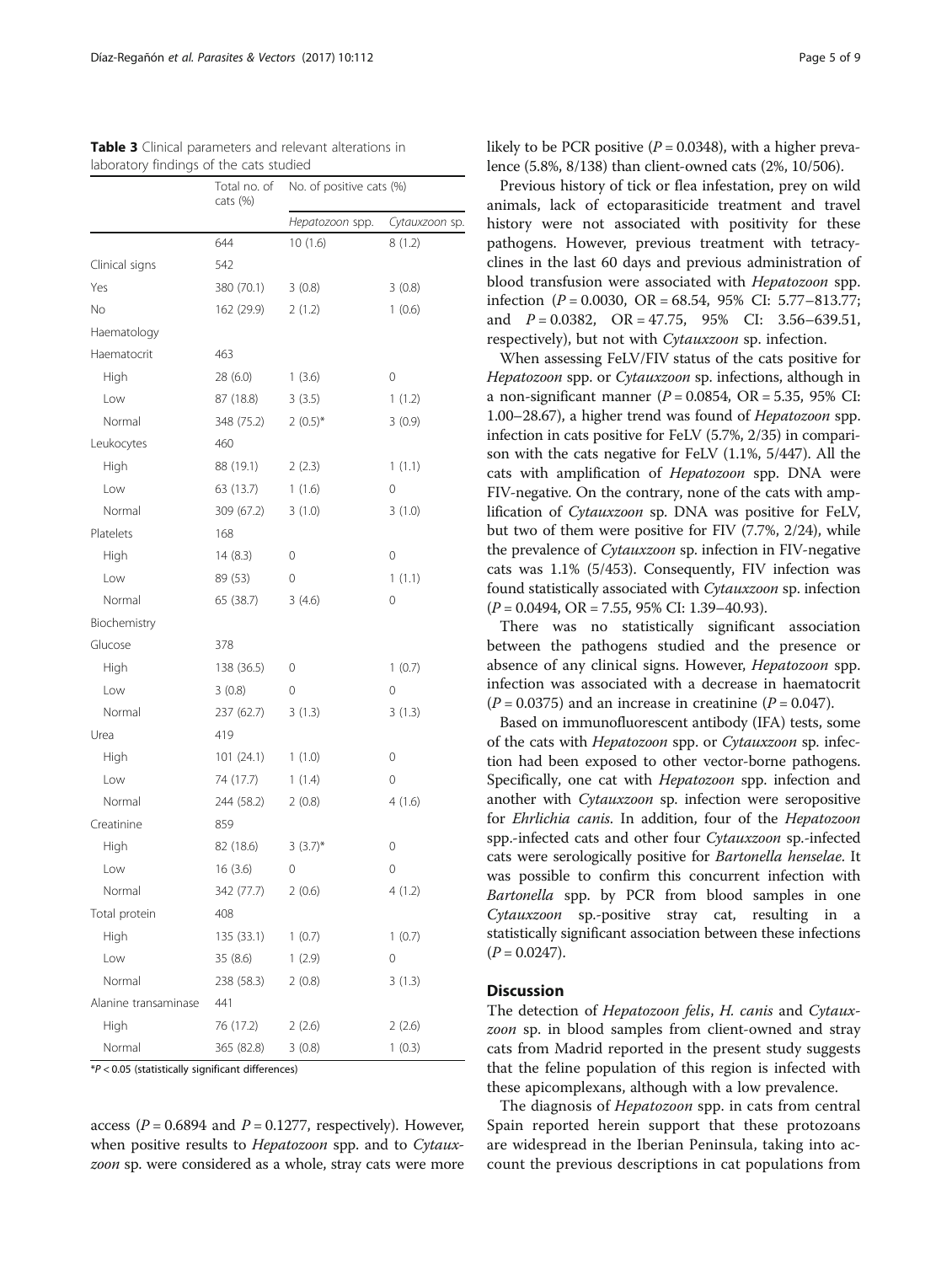**Table 3** Clinical parameters and relevant alterations in laboratory findings of the cats studied

| | Total no. of cats (%) | No. of positive cats (%) | |
|---|---|---|---|
| | | *Hepatozoon* spp. | *Cytauxzoon* sp. |
| | 644 | 10 (1.6) | 8 (1.2) |
| Clinical signs | 542 | | |
| Yes | 380 (70.1) | 3 (0.8) | 3 (0.8) |
| No | 162 (29.9) | 2 (1.2) | 1 (0.6) |
| Haematology | | | |
| Haematocrit | 463 | | |
| High | 28 (6.0) | 1 (3.6) | 0 |
| Low | 87 (18.8) | 3 (3.5) | 1 (1.2) |
| Normal | 348 (75.2) | 2 (0.5)* | 3 (0.9) |
| Leukocytes | 460 | | |
| High | 88 (19.1) | 2 (2.3) | 1 (1.1) |
| Low | 63 (13.7) | 1 (1.6) | 0 |
| Normal | 309 (67.2) | 3 (1.0) | 3 (1.0) |
| Platelets | 168 | | |
| High | 14 (8.3) | 0 | 0 |
| Low | 89 (53) | 0 | 1 (1.1) |
| Normal | 65 (38.7) | 3 (4.6) | 0 |
| Biochemistry | | | |
| Glucose | 378 | | |
| High | 138 (36.5) | 0 | 1 (0.7) |
| Low | 3 (0.8) | 0 | 0 |
| Normal | 237 (62.7) | 3 (1.3) | 3 (1.3) |
| Urea | 419 | | |
| High | 101 (24.1) | 1 (1.0) | 0 |
| Low | 74 (17.7) | 1 (1.4) | 0 |
| Normal | 244 (58.2) | 2 (0.8) | 4 (1.6) |
| Creatinine | 859 | | |
| High | 82 (18.6) | 3 (3.7)* | 0 |
| Low | 16 (3.6) | 0 | 0 |
| Normal | 342 (77.7) | 2 (0.6) | 4 (1.2) |
| Total protein | 408 | | |
| High | 135 (33.1) | 1 (0.7) | 1 (0.7) |
| Low | 35 (8.6) | 1 (2.9) | 0 |
| Normal | 238 (58.3) | 2 (0.8) | 3 (1.3) |
| Alanine transaminase | 441 | | |
| High | 76 (17.2) | 2 (2.6) | 2 (2.6) |
| Normal | 365 (82.8) | 3 (0.8) | 1 (0.3) |

*$P < 0.05$ (statistically significant differences)

access ($P = 0.6894$ and $P = 0.1277$, respectively). However, when positive results to *Hepatozoon* spp. and to *Cytauxzoon* sp. were considered as a whole, stray cats were more likely to be PCR positive ($P = 0.0348$), with a higher prevalence (5.8%, 8/138) than client-owned cats (2%, 10/506).

Previous history of tick or flea infestation, prey on wild animals, lack of ectoparasiticide treatment and travel history were not associated with positivity for these pathogens. However, previous treatment with tetracyclines in the last 60 days and previous administration of blood transfusion were associated with *Hepatozoon* spp. infection ($P = 0.0030$, OR = 68.54, 95% CI: 5.77–813.77; and $P = 0.0382$, OR = 47.75, 95% CI: 3.56–639.51, respectively), but not with *Cytauxzoon* sp. infection.

When assessing FeLV/FIV status of the cats positive for *Hepatozoon* spp. or *Cytauxzoon* sp. infections, although in a non-significant manner ($P = 0.0854$, OR = 5.35, 95% CI: 1.00–28.67), a higher trend was found of *Hepatozoon* spp. infection in cats positive for FeLV (5.7%, 2/35) in comparison with the cats negative for FeLV (1.1%, 5/447). All the cats with amplification of *Hepatozoon* spp. DNA were FIV-negative. On the contrary, none of the cats with amplification of *Cytauxzoon* sp. DNA was positive for FeLV, but two of them were positive for FIV (7.7%, 2/24), while the prevalence of *Cytauxzoon* sp. infection in FIV-negative cats was 1.1% (5/453). Consequently, FIV infection was found statistically associated with *Cytauxzoon* sp. infection ($P = 0.0494$, OR = 7.55, 95% CI: 1.39–40.93).

There was no statistically significant association between the pathogens studied and the presence or absence of any clinical signs. However, *Hepatozoon* spp. infection was associated with a decrease in haematocrit ($P = 0.0375$) and an increase in creatinine ($P = 0.047$).

Based on immunofluorescent antibody (IFA) tests, some of the cats with *Hepatozoon* spp. or *Cytauxzoon* sp. infection had been exposed to other vector-borne pathogens. Specifically, one cat with *Hepatozoon* spp. infection and another with *Cytauxzoon* sp. infection were seropositive for *Ehrlichia canis*. In addition, four of the *Hepatozoon* spp.-infected cats and other four *Cytauxzoon* sp.-infected cats were serologically positive for *Bartonella henselae*. It was possible to confirm this concurrent infection with *Bartonella* spp. by PCR from blood samples in one *Cytauxzoon* sp.-positive stray cat, resulting in a statistically significant association between these infections ($P = 0.0247$).

## Discussion

The detection of *Hepatozoon felis*, *H. canis* and *Cytauxzoon* sp. in blood samples from client-owned and stray cats from Madrid reported in the present study suggests that the feline population of this region is infected with these apicomplexans, although with a low prevalence.

The diagnosis of *Hepatozoon* spp. in cats from central Spain reported herein support that these protozoans are widespread in the Iberian Peninsula, taking into account the previous descriptions in cat populations from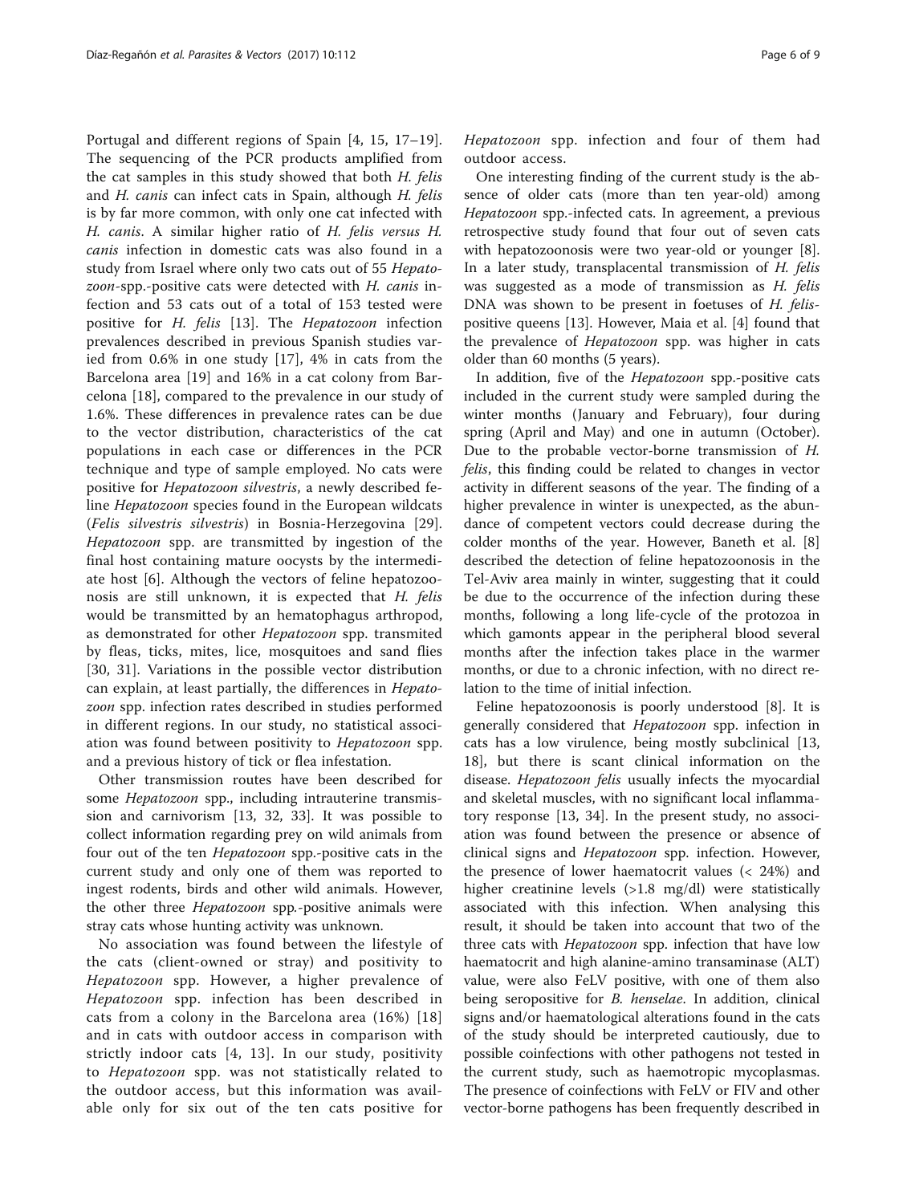Portugal and different regions of Spain [4, 15, 17–19]. The sequencing of the PCR products amplified from the cat samples in this study showed that both *H. felis* and *H. canis* can infect cats in Spain, although *H. felis* is by far more common, with only one cat infected with *H. canis*. A similar higher ratio of *H. felis versus H. canis* infection in domestic cats was also found in a study from Israel where only two cats out of 55 *Hepatozoon*-spp.-positive cats were detected with *H. canis* infection and 53 cats out of a total of 153 tested were positive for *H. felis* [13]. The *Hepatozoon* infection prevalences described in previous Spanish studies varied from 0.6% in one study [17], 4% in cats from the Barcelona area [19] and 16% in a cat colony from Barcelona [18], compared to the prevalence in our study of 1.6%. These differences in prevalence rates can be due to the vector distribution, characteristics of the cat populations in each case or differences in the PCR technique and type of sample employed. No cats were positive for *Hepatozoon silvestris*, a newly described feline *Hepatozoon* species found in the European wildcats (*Felis silvestris silvestris*) in Bosnia-Herzegovina [29]. *Hepatozoon* spp. are transmitted by ingestion of the final host containing mature oocysts by the intermediate host [6]. Although the vectors of feline hepatozoonosis are still unknown, it is expected that *H. felis* would be transmitted by an hematophagus arthropod, as demonstrated for other *Hepatozoon* spp. transmited by fleas, ticks, mites, lice, mosquitoes and sand flies [30, 31]. Variations in the possible vector distribution can explain, at least partially, the differences in *Hepatozoon* spp. infection rates described in studies performed in different regions. In our study, no statistical association was found between positivity to *Hepatozoon* spp. and a previous history of tick or flea infestation.

Other transmission routes have been described for some *Hepatozoon* spp., including intrauterine transmission and carnivorism [13, 32, 33]. It was possible to collect information regarding prey on wild animals from four out of the ten *Hepatozoon* spp.-positive cats in the current study and only one of them was reported to ingest rodents, birds and other wild animals. However, the other three *Hepatozoon* spp.-positive animals were stray cats whose hunting activity was unknown.

No association was found between the lifestyle of the cats (client-owned or stray) and positivity to *Hepatozoon* spp. However, a higher prevalence of *Hepatozoon* spp. infection has been described in cats from a colony in the Barcelona area (16%) [18] and in cats with outdoor access in comparison with strictly indoor cats [4, 13]. In our study, positivity to *Hepatozoon* spp. was not statistically related to the outdoor access, but this information was available only for six out of the ten cats positive for *Hepatozoon* spp. infection and four of them had outdoor access.

One interesting finding of the current study is the absence of older cats (more than ten year-old) among *Hepatozoon* spp.-infected cats. In agreement, a previous retrospective study found that four out of seven cats with hepatozoonosis were two year-old or younger [8]. In a later study, transplacental transmission of *H. felis* was suggested as a mode of transmission as *H. felis* DNA was shown to be present in foetuses of *H. felis*-positive queens [13]. However, Maia et al. [4] found that the prevalence of *Hepatozoon* spp. was higher in cats older than 60 months (5 years).

In addition, five of the *Hepatozoon* spp.-positive cats included in the current study were sampled during the winter months (January and February), four during spring (April and May) and one in autumn (October). Due to the probable vector-borne transmission of *H. felis*, this finding could be related to changes in vector activity in different seasons of the year. The finding of a higher prevalence in winter is unexpected, as the abundance of competent vectors could decrease during the colder months of the year. However, Baneth et al. [8] described the detection of feline hepatozoonosis in the Tel-Aviv area mainly in winter, suggesting that it could be due to the occurrence of the infection during these months, following a long life-cycle of the protozoa in which gamonts appear in the peripheral blood several months after the infection takes place in the warmer months, or due to a chronic infection, with no direct relation to the time of initial infection.

Feline hepatozoonosis is poorly understood [8]. It is generally considered that *Hepatozoon* spp. infection in cats has a low virulence, being mostly subclinical [13, 18], but there is scant clinical information on the disease. *Hepatozoon felis* usually infects the myocardial and skeletal muscles, with no significant local inflammatory response [13, 34]. In the present study, no association was found between the presence or absence of clinical signs and *Hepatozoon* spp. infection. However, the presence of lower haematocrit values (< 24%) and higher creatinine levels (>1.8 mg/dl) were statistically associated with this infection. When analysing this result, it should be taken into account that two of the three cats with *Hepatozoon* spp. infection that have low haematocrit and high alanine-amino transaminase (ALT) value, were also FeLV positive, with one of them also being seropositive for *B. henselae*. In addition, clinical signs and/or haematological alterations found in the cats of the study should be interpreted cautiously, due to possible coinfections with other pathogens not tested in the current study, such as haemotropic mycoplasmas. The presence of coinfections with FeLV or FIV and other vector-borne pathogens has been frequently described in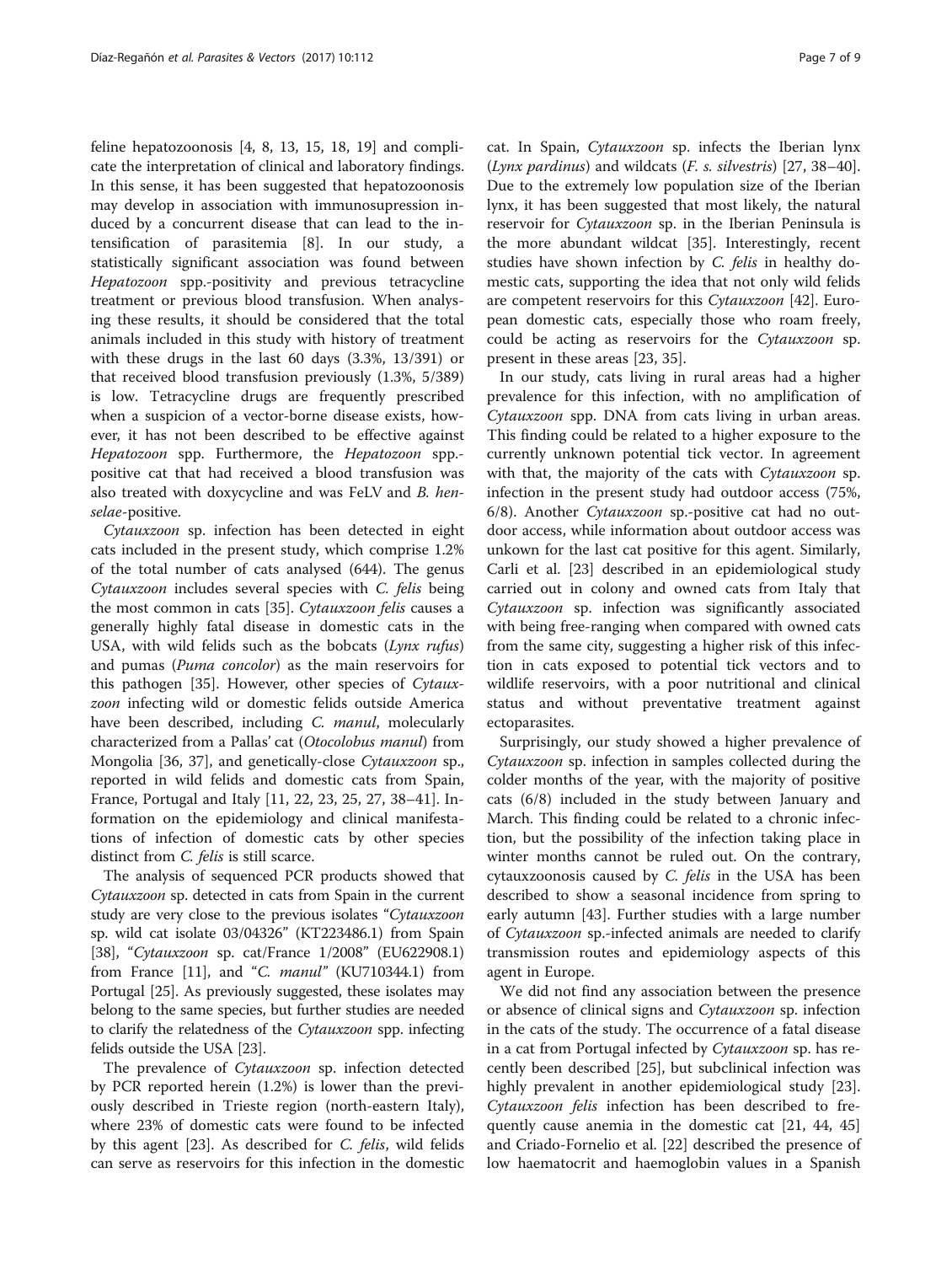feline hepatozoonosis [4, 8, 13, 15, 18, 19] and complicate the interpretation of clinical and laboratory findings. In this sense, it has been suggested that hepatozoonosis may develop in association with immunosupression induced by a concurrent disease that can lead to the intensification of parasitemia [8]. In our study, a statistically significant association was found between *Hepatozoon* spp.-positivity and previous tetracycline treatment or previous blood transfusion. When analysing these results, it should be considered that the total animals included in this study with history of treatment with these drugs in the last 60 days (3.3%, 13/391) or that received blood transfusion previously (1.3%, 5/389) is low. Tetracycline drugs are frequently prescribed when a suspicion of a vector-borne disease exists, however, it has not been described to be effective against *Hepatozoon* spp. Furthermore, the *Hepatozoon* spp.-positive cat that had received a blood transfusion was also treated with doxycycline and was FeLV and *B. henselae*-positive.

*Cytauxzoon* sp. infection has been detected in eight cats included in the present study, which comprise 1.2% of the total number of cats analysed (644). The genus *Cytauxzoon* includes several species with *C. felis* being the most common in cats [35]. *Cytauxzoon felis* causes a generally highly fatal disease in domestic cats in the USA, with wild felids such as the bobcats (*Lynx rufus*) and pumas (*Puma concolor*) as the main reservoirs for this pathogen [35]. However, other species of *Cytauxzoon* infecting wild or domestic felids outside America have been described, including *C. manul*, molecularly characterized from a Pallas' cat (*Otocolobus manul*) from Mongolia [36, 37], and genetically-close *Cytauxzoon* sp., reported in wild felids and domestic cats from Spain, France, Portugal and Italy [11, 22, 23, 25, 27, 38–41]. Information on the epidemiology and clinical manifestations of infection of domestic cats by other species distinct from *C. felis* is still scarce.

The analysis of sequenced PCR products showed that *Cytauxzoon* sp. detected in cats from Spain in the current study are very close to the previous isolates "*Cytauxzoon* sp. wild cat isolate 03/04326" (KT223486.1) from Spain [38], "*Cytauxzoon* sp. cat/France 1/2008" (EU622908.1) from France [11], and "*C. manul*" (KU710344.1) from Portugal [25]. As previously suggested, these isolates may belong to the same species, but further studies are needed to clarify the relatedness of the *Cytauxzoon* spp. infecting felids outside the USA [23].

The prevalence of *Cytauxzoon* sp. infection detected by PCR reported herein (1.2%) is lower than the previously described in Trieste region (north-eastern Italy), where 23% of domestic cats were found to be infected by this agent [23]. As described for *C. felis*, wild felids can serve as reservoirs for this infection in the domestic cat. In Spain, *Cytauxzoon* sp. infects the Iberian lynx (*Lynx pardinus*) and wildcats (*F. s. silvestris*) [27, 38–40]. Due to the extremely low population size of the Iberian lynx, it has been suggested that most likely, the natural reservoir for *Cytauxzoon* sp. in the Iberian Peninsula is the more abundant wildcat [35]. Interestingly, recent studies have shown infection by *C. felis* in healthy domestic cats, supporting the idea that not only wild felids are competent reservoirs for this *Cytauxzoon* [42]. European domestic cats, especially those who roam freely, could be acting as reservoirs for the *Cytauxzoon* sp. present in these areas [23, 35].

In our study, cats living in rural areas had a higher prevalence for this infection, with no amplification of *Cytauxzoon* spp. DNA from cats living in urban areas. This finding could be related to a higher exposure to the currently unknown potential tick vector. In agreement with that, the majority of the cats with *Cytauxzoon* sp. infection in the present study had outdoor access (75%, 6/8). Another *Cytauxzoon* sp.-positive cat had no outdoor access, while information about outdoor access was unkown for the last cat positive for this agent. Similarly, Carli et al. [23] described in an epidemiological study carried out in colony and owned cats from Italy that *Cytauxzoon* sp. infection was significantly associated with being free-ranging when compared with owned cats from the same city, suggesting a higher risk of this infection in cats exposed to potential tick vectors and to wildlife reservoirs, with a poor nutritional and clinical status and without preventative treatment against ectoparasites.

Surprisingly, our study showed a higher prevalence of *Cytauxzoon* sp. infection in samples collected during the colder months of the year, with the majority of positive cats (6/8) included in the study between January and March. This finding could be related to a chronic infection, but the possibility of the infection taking place in winter months cannot be ruled out. On the contrary, cytauxzoonosis caused by *C. felis* in the USA has been described to show a seasonal incidence from spring to early autumn [43]. Further studies with a large number of *Cytauxzoon* sp.-infected animals are needed to clarify transmission routes and epidemiology aspects of this agent in Europe.

We did not find any association between the presence or absence of clinical signs and *Cytauxzoon* sp. infection in the cats of the study. The occurrence of a fatal disease in a cat from Portugal infected by *Cytauxzoon* sp. has recently been described [25], but subclinical infection was highly prevalent in another epidemiological study [23]. *Cytauxzoon felis* infection has been described to frequently cause anemia in the domestic cat [21, 44, 45] and Criado-Fornelio et al. [22] described the presence of low haematocrit and haemoglobin values in a Spanish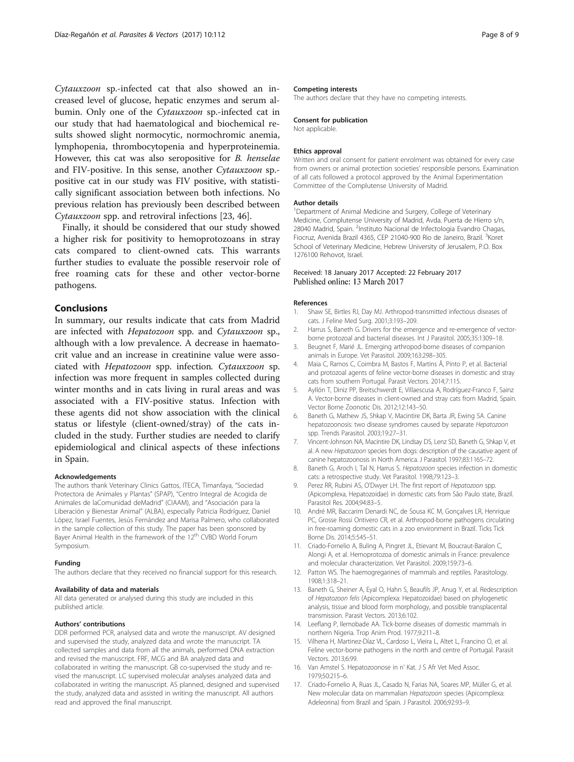*Cytauxzoon* sp.-infected cat that also showed an increased level of glucose, hepatic enzymes and serum albumin. Only one of the *Cytauxzoon* sp.-infected cat in our study that had haematological and biochemical results showed slight normocytic, normochromic anemia, lymphopenia, thrombocytopenia and hyperproteinemia. However, this cat was also seropositive for *B. henselae* and FIV-positive. In this sense, another *Cytauxzoon* sp.-positive cat in our study was FIV positive, with statistically significant association between both infections. No previous relation has previously been described between *Cytauxzoon* spp. and retroviral infections [23, 46].

Finally, it should be considered that our study showed a higher risk for positivity to hemoprotozoans in stray cats compared to client-owned cats. This warrants further studies to evaluate the possible reservoir role of free roaming cats for these and other vector-borne pathogens.

## Conclusions

In summary, our results indicate that cats from Madrid are infected with *Hepatozoon* spp. and *Cytauxzoon* sp., although with a low prevalence. A decrease in haematocrit value and an increase in creatinine value were associated with *Hepatozoon* spp. infection. *Cytauxzoon* sp. infection was more frequent in samples collected during winter months and in cats living in rural areas and was associated with a FIV-positive status. Infection with these agents did not show association with the clinical status or lifestyle (client-owned/stray) of the cats included in the study. Further studies are needed to clarify epidemiological and clinical aspects of these infections in Spain.

### Acknowledgements

The authors thank Veterinary Clinics Gattos, ITECA, Timanfaya, "Sociedad Protectora de Animales y Plantas" (SPAP), "Centro Integral de Acogida de Animales de laComunidad deMadrid" (CIAAM), and "Asociación para la Liberación y Bienestar Animal" (ALBA), especially Patricia Rodríguez, Daniel López, Israel Fuentes, Jesús Fernández and Marisa Palmero, who collaborated in the sample collection of this study. The paper has been sponsored by Bayer Animal Health in the framework of the 12th CVBD World Forum Symposium.

### Funding

The authors declare that they received no financial support for this research.

### Availability of data and materials

All data generated or analysed during this study are included in this published article.

### Authors' contributions

DDR performed PCR, analysed data and wrote the manuscript. AV designed and supervised the study, analyzed data and wrote the manuscript. TA collected samples and data from all the animals, performed DNA extraction and revised the manuscript. FRF, MCG and BA analyzed data and collaborated in writing the manuscript. GB co-supervised the study and revised the manuscript. LC supervised molecular analyses analyzed data and collaborated in writing the manuscript. AS planned, designed and supervised the study, analyzed data and assisted in writing the manuscript. All authors read and approved the final manuscript.

### Competing interests

The authors declare that they have no competing interests.

### Consent for publication

Not applicable.

### Ethics approval

Written and oral consent for patient enrolment was obtained for every case from owners or animal protection societies' responsible persons. Examination of all cats followed a protocol approved by the Animal Experimentation Committee of the Complutense University of Madrid.

### Author details

[1]Department of Animal Medicine and Surgery, College of Veterinary Medicine, Complutense University of Madrid, Avda. Puerta de Hierro s/n, 28040 Madrid, Spain. [2]Instituto Nacional de Infectologia Evandro Chagas, Fiocruz, Avenida Brazil 4365, CEP 21040-900 Rio de Janeiro, Brazil. [3]Koret School of Veterinary Medicine, Hebrew University of Jerusalem, P.O. Box 1276100 Rehovot, Israel.

Received: 18 January 2017 Accepted: 22 February 2017
Published online: 13 March 2017

### References

1. Shaw SE, Birtles RJ, Day MJ. Arthropod-transmitted infectious diseases of cats. J Feline Med Surg. 2001;3:193–209.
2. Harrus S, Baneth G. Drivers for the emergence and re-emergence of vector-borne protozoal and bacterial diseases. Int J Parasitol. 2005;35:1309–18.
3. Beugnet F, Marié JL. Emerging arthropod-borne diseases of companion animals in Europe. Vet Parasitol. 2009;163:298–305.
4. Maia C, Ramos C, Coimbra M, Bastos F, Martins Â, Pinto P, et al. Bacterial and protozoal agents of feline vector-borne diseases in domestic and stray cats from southern Portugal. Parasit Vectors. 2014;7:115.
5. Ayllón T, Diniz PP, Breitschwerdt E, Villaescusa A, Rodríguez-Franco F, Sainz A. Vector-borne diseases in client-owned and stray cats from Madrid, Spain. Vector Borne Zoonotic Dis. 2012;12:143–50.
6. Baneth G, Mathew JS, Shkap V, Macintire DK, Barta JR, Ewing SA. Canine hepatozoonosis: two disease syndromes caused by separate *Hepatozoon* spp. Trends Parasitol. 2003;19:27–31.
7. Vincent-Johnson NA, Macintire DK, Lindsay DS, Lenz SD, Baneth G, Shkap V, et al. A new *Hepatozoon* species from dogs: description of the causative agent of canine hepatozoonosis in North America. J Parasitol. 1997;83:1165–72.
8. Baneth G, Aroch I, Tal N, Harrus S. *Hepatozoon* species infection in domestic cats: a retrospective study. Vet Parasitol. 1998;79:123–3.
9. Perez RR, Rubini AS, O'Dwyer LH. The first report of *Hepatozoon* spp. (Apicomplexa, Hepatozoidae) in domestic cats from São Paulo state, Brazil. Parasitol Res. 2004;94:83–5.
10. André MR, Baccarim Denardi NC, de Sousa KC M, Gonçalves LR, Henrique PC, Grosse Rossi Ontivero CR, et al. Arthropod-borne pathogens circulating in free-roaming domestic cats in a zoo environment in Brazil. Ticks Tick Borne Dis. 2014;5:545–51.
11. Criado-Fornelio A, Buling A, Pingret JL, Etievant M, Boucraut-Baralon C, Alongi A, et al. Hemoprotozoa of domestic animals in France: prevalence and molecular characterization. Vet Parasitol. 2009;159:73–6.
12. Patton WS. The haemogregarines of mammals and reptiles. Parasitology. 1908;1:318–21.
13. Baneth G, Sheiner A, Eyal O, Hahn S, Beaufils JP, Anug Y, et al. Redescription of *Hepatozoon felis* (Apicomplexa: Hepatozoidae) based on phylogenetic analysis, tissue and blood form morphology, and possible transplacental transmission. Parasit Vectors. 2013;6:102.
14. Leeflang P, Ilemobade AA. Tick-borne diseases of domestic mammals in northern Nigeria. Trop Anim Prod. 1977;9:211–8.
15. Vilhena H, Martinez-Díaz VL, Cardoso L, Vieira L, Altet L, Francino O, et al. Feline vector-borne pathogens in the north and centre of Portugal. Parasit Vectors. 2013;6:99.
16. Van Amstel S. Hepatozoonose in n' Kat. J S Afr Vet Med Assoc. 1979;50:215–6.
17. Criado-Fornelio A, Ruas JL, Casado N, Farias NA, Soares MP, Müller G, et al. New molecular data on mammalian *Hepatozoon* species (Apicomplexa: Adeleorina) from Brazil and Spain. J Parasitol. 2006;92:93–9.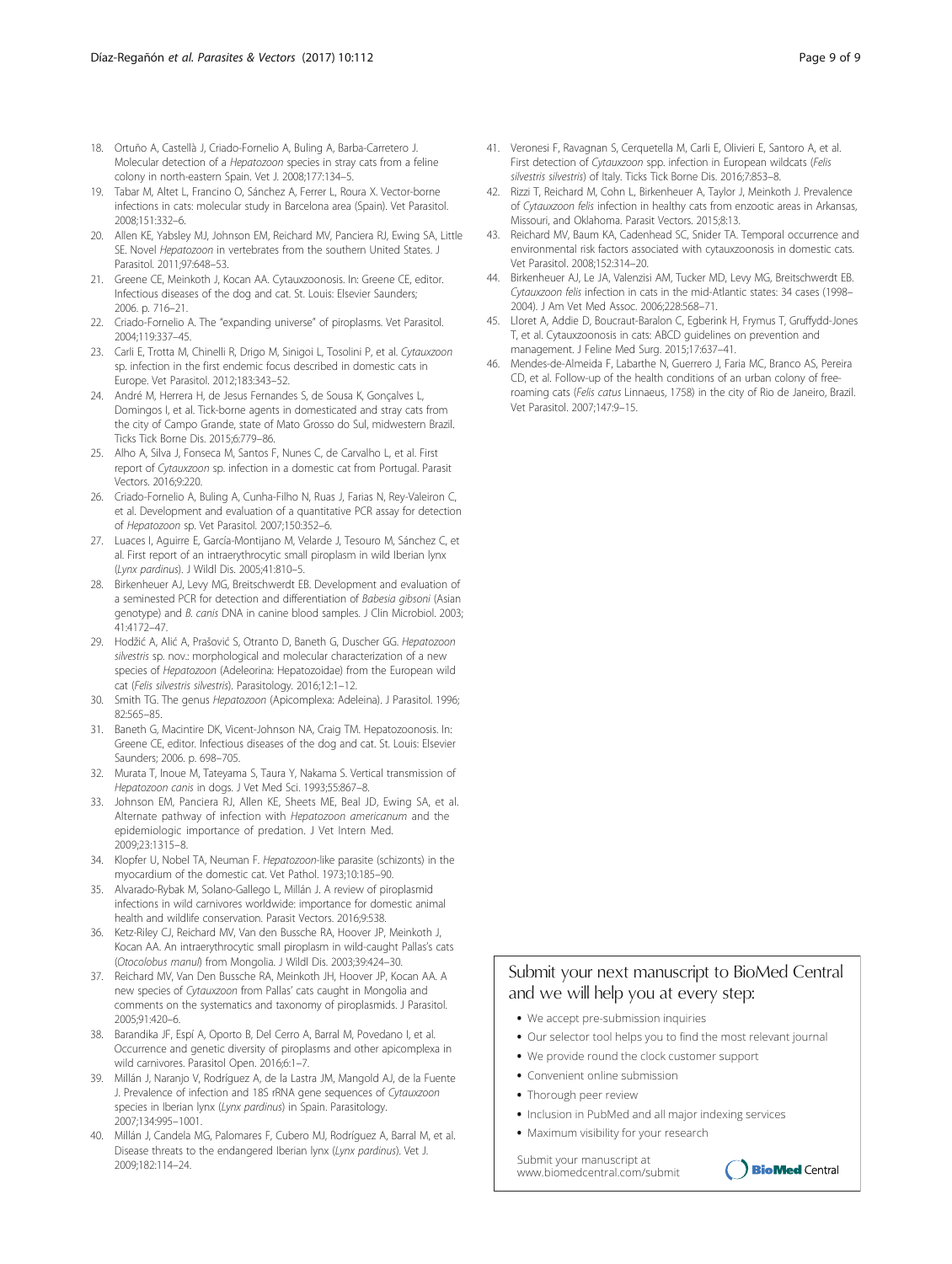18. Ortuño A, Castellà J, Criado-Fornelio A, Buling A, Barba-Carretero J. Molecular detection of a *Hepatozoon* species in stray cats from a feline colony in north-eastern Spain. Vet J. 2008;177:134–5.
19. Tabar M, Altet L, Francino O, Sánchez A, Ferrer L, Roura X. Vector-borne infections in cats: molecular study in Barcelona area (Spain). Vet Parasitol. 2008;151:332–6.
20. Allen KE, Yabsley MJ, Johnson EM, Reichard MV, Panciera RJ, Ewing SA, Little SE. Novel *Hepatozoon* in vertebrates from the southern United States. J Parasitol. 2011;97:648–53.
21. Greene CE, Meinkoth J, Kocan AA. Cytauxzoonosis. In: Greene CE, editor. Infectious diseases of the dog and cat. St. Louis: Elsevier Saunders; 2006. p. 716–21.
22. Criado-Fornelio A. The "expanding universe" of piroplasms. Vet Parasitol. 2004;119:337–45.
23. Carli E, Trotta M, Chinelli R, Drigo M, Sinigoi L, Tosolini P, et al. *Cytauxzoon* sp. infection in the first endemic focus described in domestic cats in Europe. Vet Parasitol. 2012;183:343–52.
24. André M, Herrera H, de Jesus Fernandes S, de Sousa K, Gonçalves L, Domingos I, et al. Tick-borne agents in domesticated and stray cats from the city of Campo Grande, state of Mato Grosso do Sul, midwestern Brazil. Ticks Tick Borne Dis. 2015;6:779–86.
25. Alho A, Silva J, Fonseca M, Santos F, Nunes C, de Carvalho L, et al. First report of *Cytauxzoon* sp. infection in a domestic cat from Portugal. Parasit Vectors. 2016;9:220.
26. Criado-Fornelio A, Buling A, Cunha-Filho N, Ruas J, Farias N, Rey-Valeiron C, et al. Development and evaluation of a quantitative PCR assay for detection of *Hepatozoon* sp. Vet Parasitol. 2007;150:352–6.
27. Luaces I, Aguirre E, García-Montijano M, Velarde J, Tesouro M, Sánchez C, et al. First report of an intraerythrocytic small piroplasm in wild Iberian lynx (*Lynx pardinus*). J Wildl Dis. 2005;41:810–5.
28. Birkenheuer AJ, Levy MG, Breitschwerdt EB. Development and evaluation of a seminested PCR for detection and differentiation of *Babesia gibsoni* (Asian genotype) and *B. canis* DNA in canine blood samples. J Clin Microbiol. 2003; 41:4172–47.
29. Hodžić A, Alić A, Prašović S, Otranto D, Baneth G, Duscher GG. *Hepatozoon silvestris* sp. nov.: morphological and molecular characterization of a new species of *Hepatozoon* (Adeleorina: Hepatozoidae) from the European wild cat (*Felis silvestris silvestris*). Parasitology. 2016;12:1–12.
30. Smith TG. The genus *Hepatozoon* (Apicomplexa: Adeleina). J Parasitol. 1996; 82:565–85.
31. Baneth G, Macintire DK, Vicent-Johnson NA, Craig TM. Hepatozoonosis. In: Greene CE, editor. Infectious diseases of the dog and cat. St. Louis: Elsevier Saunders; 2006. p. 698–705.
32. Murata T, Inoue M, Tateyama S, Taura Y, Nakama S. Vertical transmission of *Hepatozoon canis* in dogs. J Vet Med Sci. 1993;55:867–8.
33. Johnson EM, Panciera RJ, Allen KE, Sheets ME, Beal JD, Ewing SA, et al. Alternate pathway of infection with *Hepatozoon americanum* and the epidemiologic importance of predation. J Vet Intern Med. 2009;23:1315–8.
34. Klopfer U, Nobel TA, Neuman F. *Hepatozoon*-like parasite (schizonts) in the myocardium of the domestic cat. Vet Pathol. 1973;10:185–90.
35. Alvarado-Rybak M, Solano-Gallego L, Millán J. A review of piroplasmid infections in wild carnivores worldwide: importance for domestic animal health and wildlife conservation. Parasit Vectors. 2016;9:538.
36. Ketz-Riley CJ, Reichard MV, Van den Bussche RA, Hoover JP, Meinkoth J, Kocan AA. An intraerythrocytic small piroplasm in wild-caught Pallas's cats (*Otocolobus manul*) from Mongolia. J Wildl Dis. 2003;39:424–30.
37. Reichard MV, Van Den Bussche RA, Meinkoth JH, Hoover JP, Kocan AA. A new species of *Cytauxzoon* from Pallas' cats caught in Mongolia and comments on the systematics and taxonomy of piroplasmids. J Parasitol. 2005;91:420–6.
38. Barandika JF, Espí A, Oporto B, Del Cerro A, Barral M, Povedano I, et al. Occurrence and genetic diversity of piroplasms and other apicomplexa in wild carnivores. Parasitol Open. 2016;6:1–7.
39. Millán J, Naranjo V, Rodríguez A, de la Lastra JM, Mangold AJ, de la Fuente J. Prevalence of infection and 18S rRNA gene sequences of *Cytauxzoon* species in Iberian lynx (*Lynx pardinus*) in Spain. Parasitology. 2007;134:995–1001.
40. Millán J, Candela MG, Palomares F, Cubero MJ, Rodríguez A, Barral M, et al. Disease threats to the endangered Iberian lynx (*Lynx pardinus*). Vet J. 2009;182:114–24.
41. Veronesi F, Ravagnan S, Cerquetella M, Carli E, Olivieri E, Santoro A, et al. First detection of *Cytauxzoon* spp. infection in European wildcats (*Felis silvestris silvestris*) of Italy. Ticks Tick Borne Dis. 2016;7:853–8.
42. Rizzi T, Reichard M, Cohn L, Birkenheuer A, Taylor J, Meinkoth J. Prevalence of *Cytauxzoon felis* infection in healthy cats from enzootic areas in Arkansas, Missouri, and Oklahoma. Parasit Vectors. 2015;8:13.
43. Reichard MV, Baum KA, Cadenhead SC, Snider TA. Temporal occurrence and environmental risk factors associated with cytauxzoonosis in domestic cats. Vet Parasitol. 2008;152:314–20.
44. Birkenheuer AJ, Le JA, Valenzisi AM, Tucker MD, Levy MG, Breitschwerdt EB. *Cytauxzoon felis* infection in cats in the mid-Atlantic states: 34 cases (1998–2004). J Am Vet Med Assoc. 2006;228:568–71.
45. Lloret A, Addie D, Boucraut-Baralon C, Egberink H, Frymus T, Gruffydd-Jones T, et al. Cytauxzoonosis in cats: ABCD guidelines on prevention and management. J Feline Med Surg. 2015;17:637–41.
46. Mendes-de-Almeida F, Labarthe N, Guerrero J, Faria MC, Branco AS, Pereira CD, et al. Follow-up of the health conditions of an urban colony of free-roaming cats (*Felis catus* Linnaeus, 1758) in the city of Rio de Janeiro, Brazil. Vet Parasitol. 2007;147:9–15.

Submit your next manuscript to BioMed Central and we will help you at every step:

- We accept pre-submission inquiries
- Our selector tool helps you to find the most relevant journal
- We provide round the clock customer support
- Convenient online submission
- Thorough peer review
- Inclusion in PubMed and all major indexing services
- Maximum visibility for your research

Submit your manuscript at
www.biomedcentral.com/submit

BioMed Central